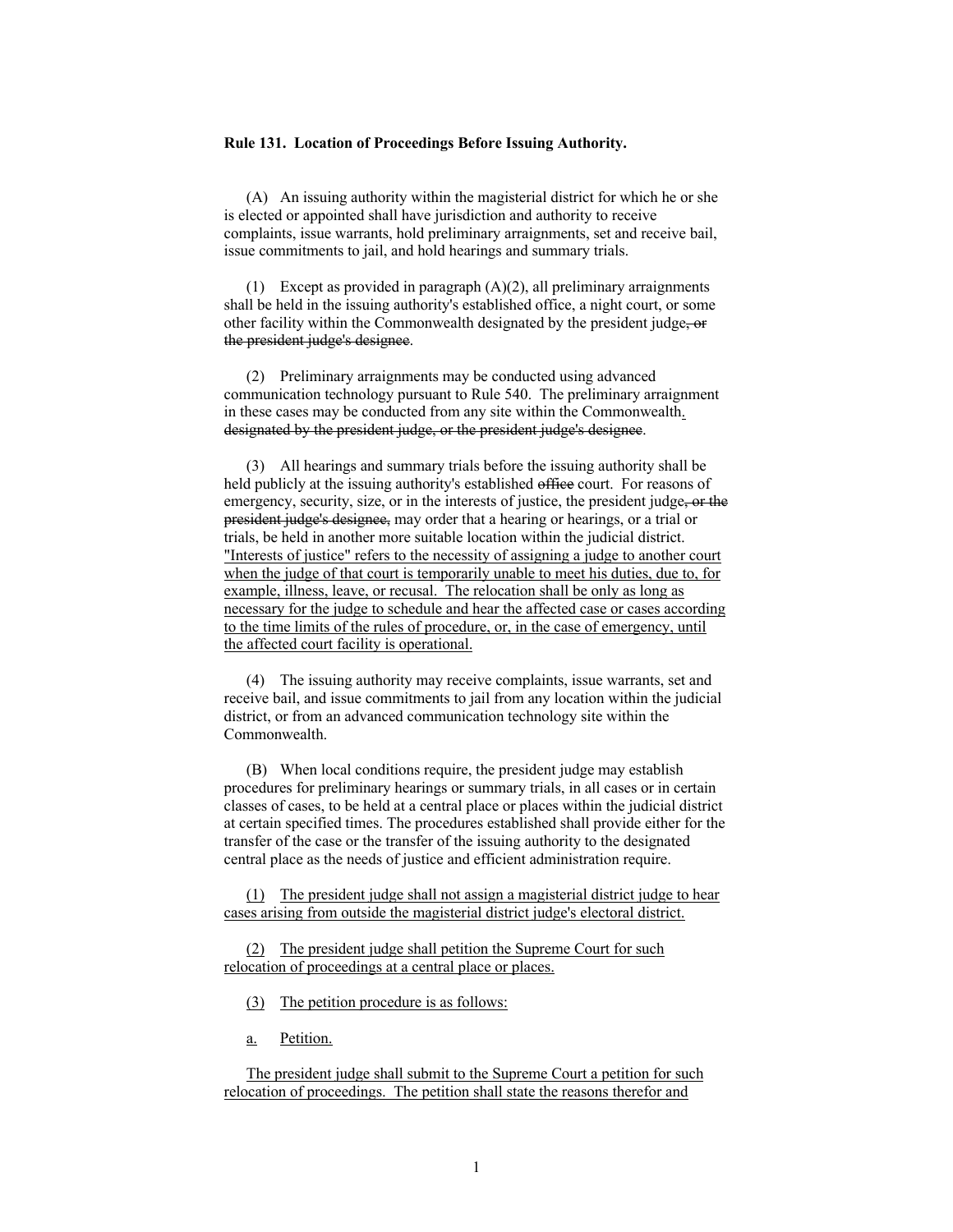**Rule 131. Location of Proceedings Before Issuing Authority.**

(A) An issuing authority within the magisterial district for which he or she is elected or appointed shall have jurisdiction and authority to receive complaints, issue warrants, hold preliminary arraignments, set and receive bail, issue commitments to jail, and hold hearings and summary trials.

(1) Except as provided in paragraph (A)(2), all preliminary arraignments shall be held in the issuing authority's established office, a night court, or some other facility within the Commonwealth designated by the president judge~~, or the president judge's designee~~.

(2) Preliminary arraignments may be conducted using advanced communication technology pursuant to Rule 540. The preliminary arraignment in these cases may be conducted from any site within the Commonwealth<u>.</u> ~~designated by the president judge, or the president judge's designee~~.

(3) All hearings and summary trials before the issuing authority shall be held publicly at the issuing authority's established ~~office~~ court. For reasons of emergency, security, size, or in the interests of justice, the president judge~~, or the president judge's designee,~~ may order that a hearing or hearings, or a trial or trials, be held in another more suitable location within the judicial district. <u>"Interests of justice" refers to the necessity of assigning a judge to another court when the judge of that court is temporarily unable to meet his duties, due to, for example, illness, leave, or recusal. The relocation shall be only as long as necessary for the judge to schedule and hear the affected case or cases according to the time limits of the rules of procedure, or, in the case of emergency, until the affected court facility is operational.</u>

(4) The issuing authority may receive complaints, issue warrants, set and receive bail, and issue commitments to jail from any location within the judicial district, or from an advanced communication technology site within the Commonwealth.

(B) When local conditions require, the president judge may establish procedures for preliminary hearings or summary trials, in all cases or in certain classes of cases, to be held at a central place or places within the judicial district at certain specified times. The procedures established shall provide either for the transfer of the case or the transfer of the issuing authority to the designated central place as the needs of justice and efficient administration require.

<u>(1) The president judge shall not assign a magisterial district judge to hear cases arising from outside the magisterial district judge's electoral district.</u>

<u>(2) The president judge shall petition the Supreme Court for such relocation of proceedings at a central place or places.</u>

<u>(3) The petition procedure is as follows:</u>

<u>a. Petition.</u>

<u>The president judge shall submit to the Supreme Court a petition for such relocation of proceedings. The petition shall state the reasons therefor and</u>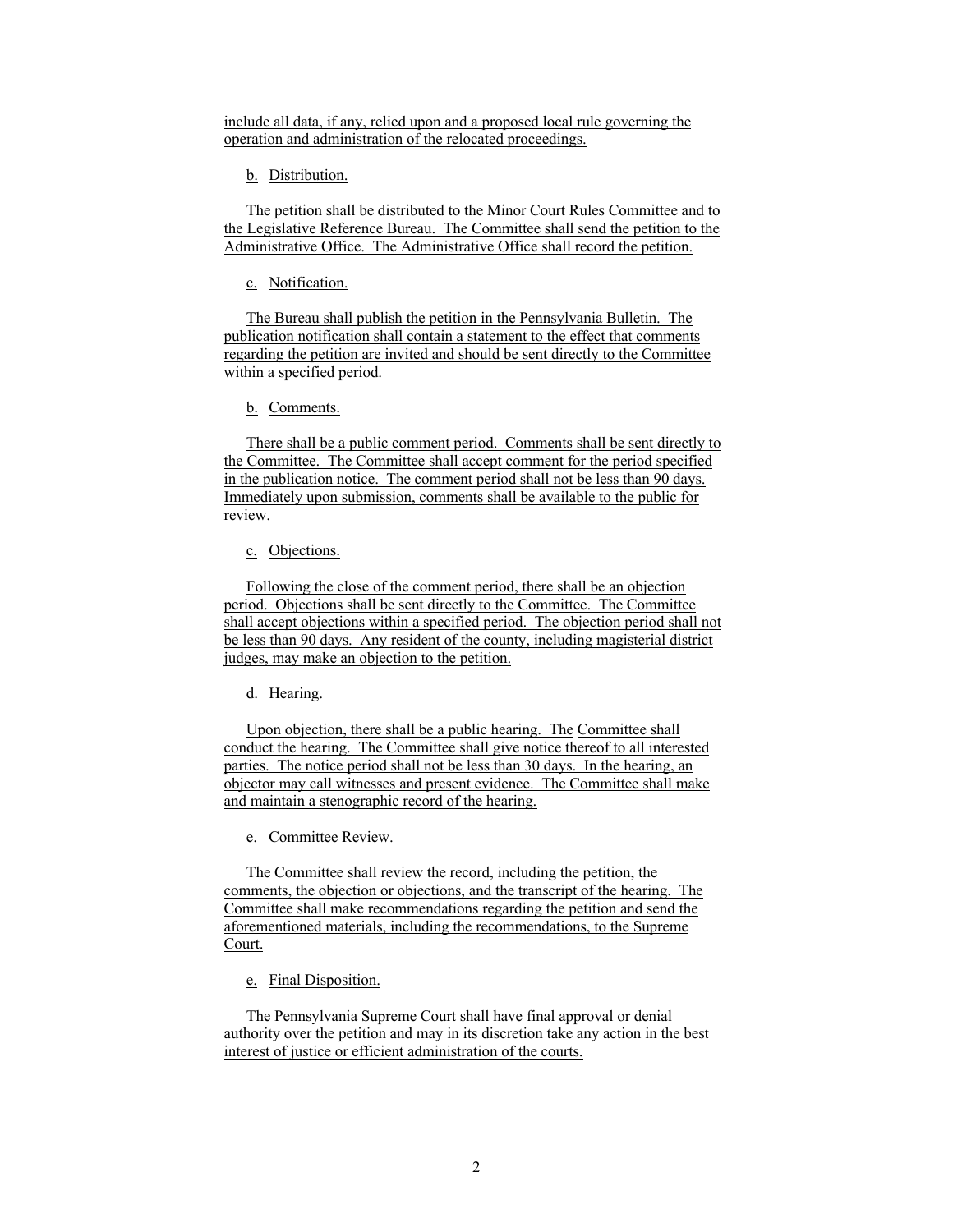include all data, if any, relied upon and a proposed local rule governing the operation and administration of the relocated proceedings.

b. Distribution.

The petition shall be distributed to the Minor Court Rules Committee and to the Legislative Reference Bureau. The Committee shall send the petition to the Administrative Office. The Administrative Office shall record the petition.

c. Notification.

The Bureau shall publish the petition in the Pennsylvania Bulletin. The publication notification shall contain a statement to the effect that comments regarding the petition are invited and should be sent directly to the Committee within a specified period.

b. Comments.

There shall be a public comment period. Comments shall be sent directly to the Committee. The Committee shall accept comment for the period specified in the publication notice. The comment period shall not be less than 90 days. Immediately upon submission, comments shall be available to the public for review.

c. Objections.

Following the close of the comment period, there shall be an objection period. Objections shall be sent directly to the Committee. The Committee shall accept objections within a specified period. The objection period shall not be less than 90 days. Any resident of the county, including magisterial district judges, may make an objection to the petition.

d. Hearing.

Upon objection, there shall be a public hearing. The Committee shall conduct the hearing. The Committee shall give notice thereof to all interested parties. The notice period shall not be less than 30 days. In the hearing, an objector may call witnesses and present evidence. The Committee shall make and maintain a stenographic record of the hearing.

e. Committee Review.

The Committee shall review the record, including the petition, the comments, the objection or objections, and the transcript of the hearing. The Committee shall make recommendations regarding the petition and send the aforementioned materials, including the recommendations, to the Supreme Court.

e. Final Disposition.

The Pennsylvania Supreme Court shall have final approval or denial authority over the petition and may in its discretion take any action in the best interest of justice or efficient administration of the courts.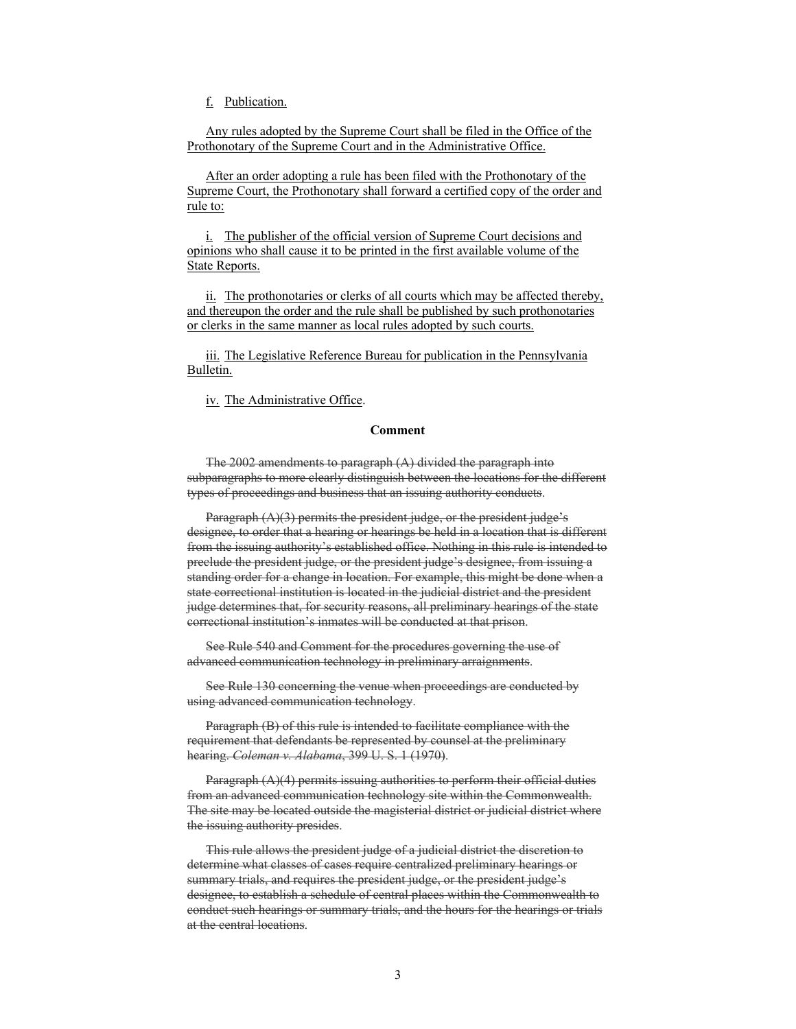f. Publication.

Any rules adopted by the Supreme Court shall be filed in the Office of the Prothonotary of the Supreme Court and in the Administrative Office.

After an order adopting a rule has been filed with the Prothonotary of the Supreme Court, the Prothonotary shall forward a certified copy of the order and rule to:

i. The publisher of the official version of Supreme Court decisions and opinions who shall cause it to be printed in the first available volume of the State Reports.

ii. The prothonotaries or clerks of all courts which may be affected thereby, and thereupon the order and the rule shall be published by such prothonotaries or clerks in the same manner as local rules adopted by such courts.

iii. The Legislative Reference Bureau for publication in the Pennsylvania Bulletin.

iv. The Administrative Office.

**Comment**

~~The 2002 amendments to paragraph (A) divided the paragraph into subparagraphs to more clearly distinguish between the locations for the different types of proceedings and business that an issuing authority conducts.~~

~~Paragraph (A)(3) permits the president judge, or the president judge's designee, to order that a hearing or hearings be held in a location that is different from the issuing authority's established office. Nothing in this rule is intended to preclude the president judge, or the president judge's designee, from issuing a standing order for a change in location. For example, this might be done when a state correctional institution is located in the judicial district and the president judge determines that, for security reasons, all preliminary hearings of the state correctional institution's inmates will be conducted at that prison.~~

~~See Rule 540 and Comment for the procedures governing the use of advanced communication technology in preliminary arraignments.~~

~~See Rule 130 concerning the venue when proceedings are conducted by using advanced communication technology.~~

~~Paragraph (B) of this rule is intended to facilitate compliance with the requirement that defendants be represented by counsel at the preliminary hearing. *Coleman v. Alabama*, 399 U. S. 1 (1970).~~

~~Paragraph (A)(4) permits issuing authorities to perform their official duties from an advanced communication technology site within the Commonwealth. The site may be located outside the magisterial district or judicial district where the issuing authority presides.~~

~~This rule allows the president judge of a judicial district the discretion to determine what classes of cases require centralized preliminary hearings or summary trials, and requires the president judge, or the president judge's designee, to establish a schedule of central places within the Commonwealth to conduct such hearings or summary trials, and the hours for the hearings or trials at the central locations.~~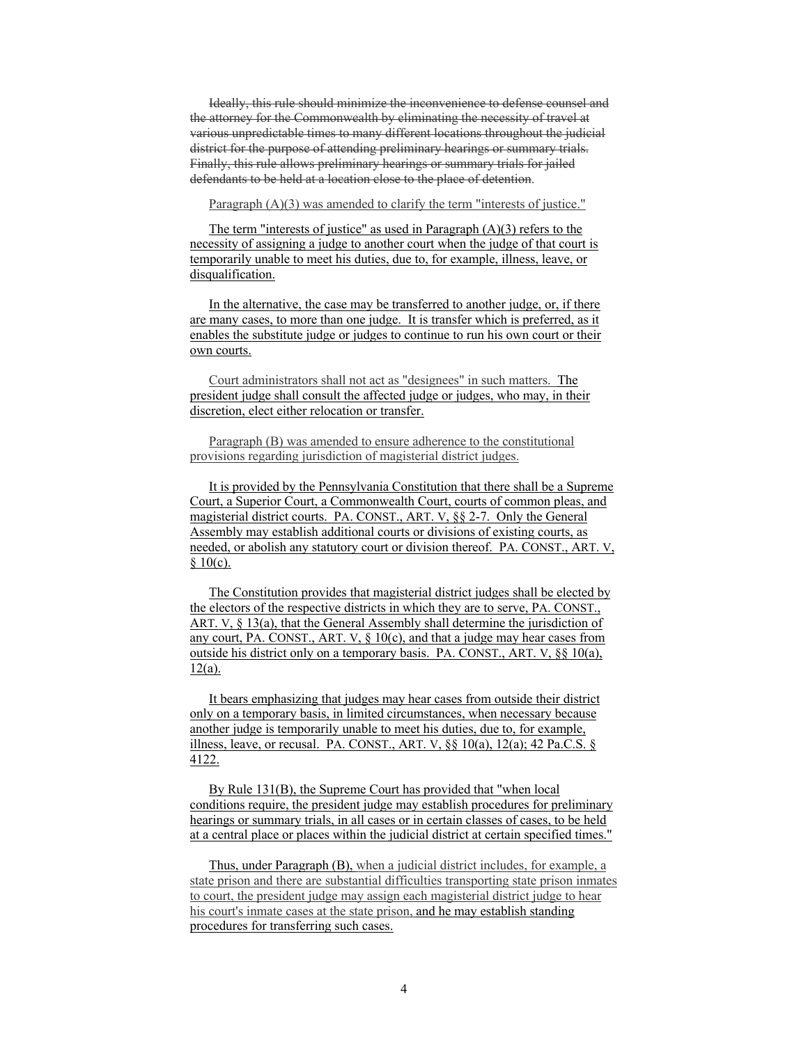~~Ideally, this rule should minimize the inconvenience to defense counsel and the attorney for the Commonwealth by eliminating the necessity of travel at various unpredictable times to many different locations throughout the judicial district for the purpose of attending preliminary hearings or summary trials. Finally, this rule allows preliminary hearings or summary trials for jailed defendants to be held at a location close to the place of detention~~.

Paragraph (A)(3) was amended to clarify the term "interests of justice."

<u>The term "interests of justice" as used in Paragraph (A)(3) refers to the necessity of assigning a judge to another court when the judge of that court is temporarily unable to meet his duties, due to, for example, illness, leave, or disqualification.</u>

<u>In the alternative, the case may be transferred to another judge, or, if there are many cases, to more than one judge. It is transfer which is preferred, as it enables the substitute judge or judges to continue to run his own court or their own courts.</u>

Court administrators shall not act as "designees" in such matters. <u>The president judge shall consult the affected judge or judges, who may, in their discretion, elect either relocation or transfer.</u>

Paragraph (B) was amended to ensure adherence to the constitutional provisions regarding jurisdiction of magisterial district judges.

<u>It is provided by the Pennsylvania Constitution that there shall be a Supreme Court, a Superior Court, a Commonwealth Court, courts of common pleas, and magisterial district courts. PA. CONST., ART. V, §§ 2-7. Only the General Assembly may establish additional courts or divisions of existing courts, as needed, or abolish any statutory court or division thereof. PA. CONST., ART. V, § 10(c).</u>

<u>The Constitution provides that magisterial district judges shall be elected by the electors of the respective districts in which they are to serve, PA. CONST., ART. V, § 13(a), that the General Assembly shall determine the jurisdiction of any court, PA. CONST., ART. V, § 10(c), and that a judge may hear cases from outside his district only on a temporary basis. PA. CONST., ART. V, §§ 10(a), 12(a).</u>

<u>It bears emphasizing that judges may hear cases from outside their district only on a temporary basis, in limited circumstances, when necessary because another judge is temporarily unable to meet his duties, due to, for example, illness, leave, or recusal. PA. CONST., ART. V, §§ 10(a), 12(a); 42 Pa.C.S. § 4122.</u>

<u>By Rule 131(B), the Supreme Court has provided that "when local conditions require, the president judge may establish procedures for preliminary hearings or summary trials, in all cases or in certain classes of cases, to be held at a central place or places within the judicial district at certain specified times."</u>

<u>Thus, under Paragraph (B),</u> when a judicial district includes, for example, a state prison and there are substantial difficulties transporting state prison inmates to court, the president judge may assign each magisterial district judge to hear his court's inmate cases at the state prison, <u>and he may establish standing procedures for transferring such cases.</u>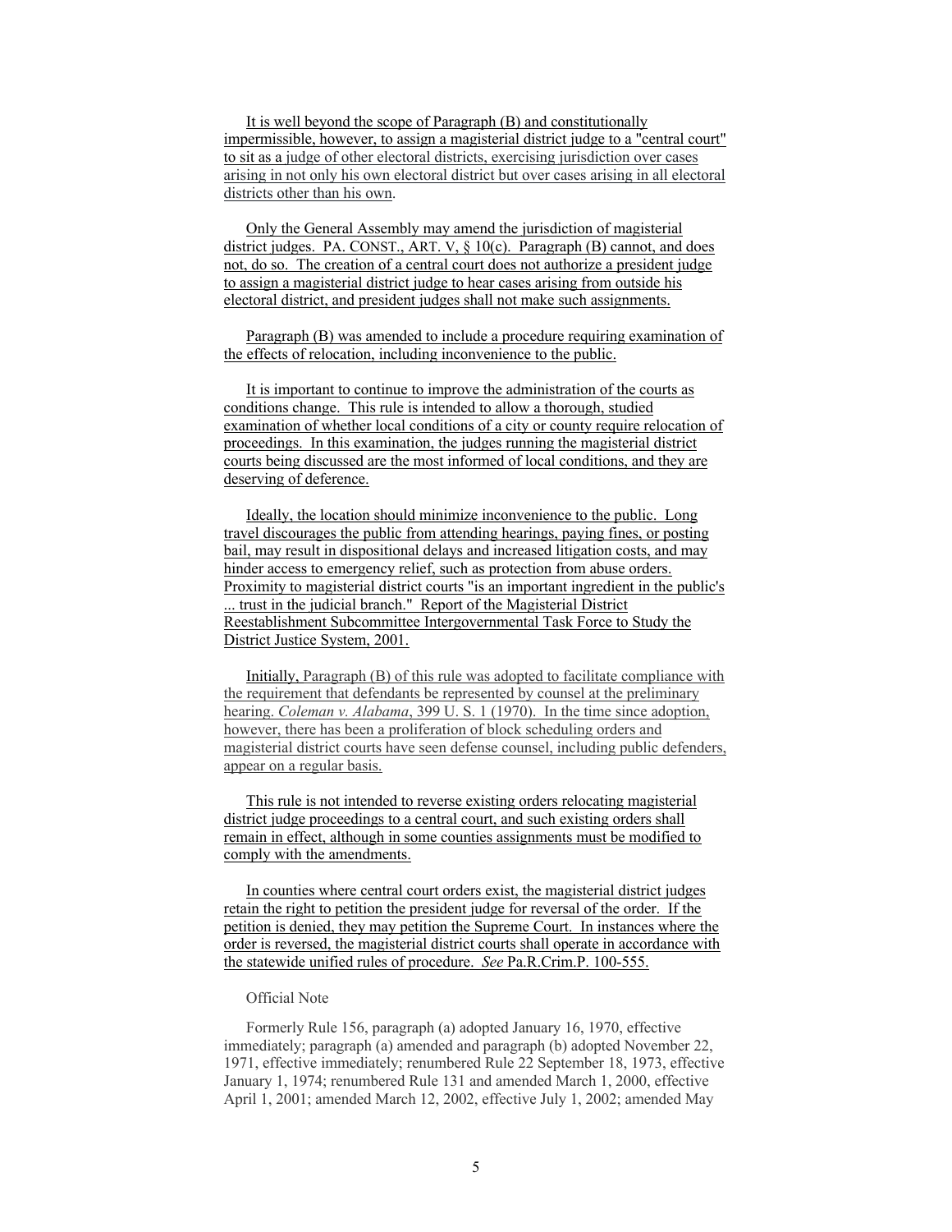It is well beyond the scope of Paragraph (B) and constitutionally impermissible, however, to assign a magisterial district judge to a "central court" to sit as a judge of other electoral districts, exercising jurisdiction over cases arising in not only his own electoral district but over cases arising in all electoral districts other than his own.

Only the General Assembly may amend the jurisdiction of magisterial district judges. PA. CONST., ART. V, § 10(c). Paragraph (B) cannot, and does not, do so. The creation of a central court does not authorize a president judge to assign a magisterial district judge to hear cases arising from outside his electoral district, and president judges shall not make such assignments.

Paragraph (B) was amended to include a procedure requiring examination of the effects of relocation, including inconvenience to the public.

It is important to continue to improve the administration of the courts as conditions change. This rule is intended to allow a thorough, studied examination of whether local conditions of a city or county require relocation of proceedings. In this examination, the judges running the magisterial district courts being discussed are the most informed of local conditions, and they are deserving of deference.

Ideally, the location should minimize inconvenience to the public. Long travel discourages the public from attending hearings, paying fines, or posting bail, may result in dispositional delays and increased litigation costs, and may hinder access to emergency relief, such as protection from abuse orders. Proximity to magisterial district courts "is an important ingredient in the public's ... trust in the judicial branch." Report of the Magisterial District Reestablishment Subcommittee Intergovernmental Task Force to Study the District Justice System, 2001.

Initially, Paragraph (B) of this rule was adopted to facilitate compliance with the requirement that defendants be represented by counsel at the preliminary hearing. *Coleman v. Alabama*, 399 U. S. 1 (1970). In the time since adoption, however, there has been a proliferation of block scheduling orders and magisterial district courts have seen defense counsel, including public defenders, appear on a regular basis.

This rule is not intended to reverse existing orders relocating magisterial district judge proceedings to a central court, and such existing orders shall remain in effect, although in some counties assignments must be modified to comply with the amendments.

In counties where central court orders exist, the magisterial district judges retain the right to petition the president judge for reversal of the order. If the petition is denied, they may petition the Supreme Court. In instances where the order is reversed, the magisterial district courts shall operate in accordance with the statewide unified rules of procedure. *See* Pa.R.Crim.P. 100-555.

Official Note

Formerly Rule 156, paragraph (a) adopted January 16, 1970, effective immediately; paragraph (a) amended and paragraph (b) adopted November 22, 1971, effective immediately; renumbered Rule 22 September 18, 1973, effective January 1, 1974; renumbered Rule 131 and amended March 1, 2000, effective April 1, 2001; amended March 12, 2002, effective July 1, 2002; amended May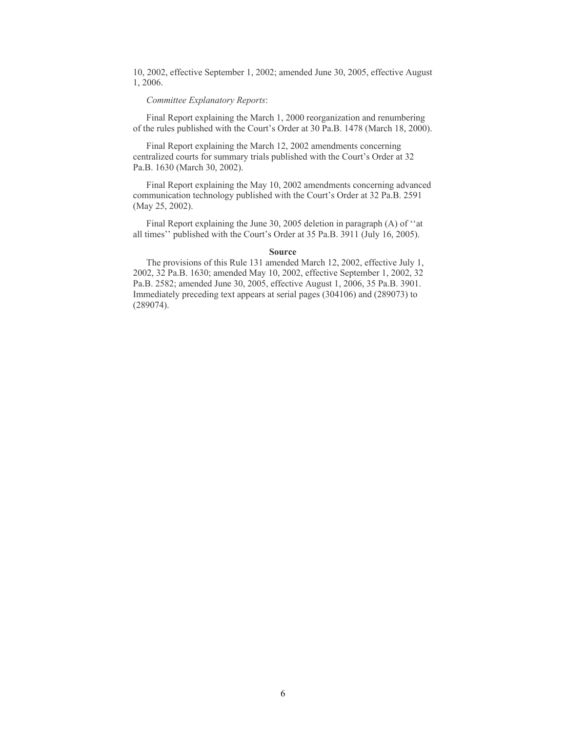10, 2002, effective September 1, 2002; amended June 30, 2005, effective August 1, 2006.

*Committee Explanatory Reports*:

Final Report explaining the March 1, 2000 reorganization and renumbering of the rules published with the Court's Order at 30 Pa.B. 1478 (March 18, 2000).

Final Report explaining the March 12, 2002 amendments concerning centralized courts for summary trials published with the Court's Order at 32 Pa.B. 1630 (March 30, 2002).

Final Report explaining the May 10, 2002 amendments concerning advanced communication technology published with the Court's Order at 32 Pa.B. 2591 (May 25, 2002).

Final Report explaining the June 30, 2005 deletion in paragraph (A) of ''at all times'' published with the Court's Order at 35 Pa.B. 3911 (July 16, 2005).

**Source**

The provisions of this Rule 131 amended March 12, 2002, effective July 1, 2002, 32 Pa.B. 1630; amended May 10, 2002, effective September 1, 2002, 32 Pa.B. 2582; amended June 30, 2005, effective August 1, 2006, 35 Pa.B. 3901. Immediately preceding text appears at serial pages (304106) and (289073) to (289074).